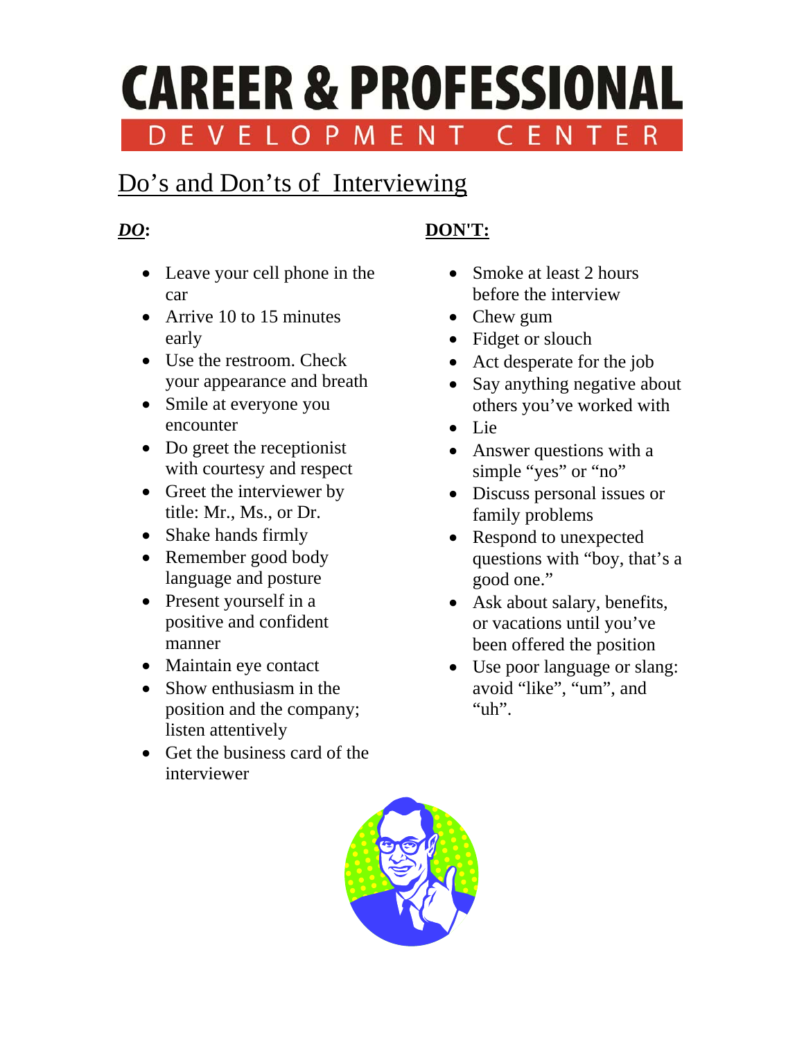# CAREER & PROFESSIONAL

## DEVELOPMENT CENTER

## Do's and Don'ts of Interviewing

***DO*:**

- Leave your cell phone in the car
- Arrive 10 to 15 minutes early
- Use the restroom. Check your appearance and breath
- Smile at everyone you encounter
- Do greet the receptionist with courtesy and respect
- Greet the interviewer by title: Mr., Ms., or Dr.
- Shake hands firmly
- Remember good body language and posture
- Present yourself in a positive and confident manner
- Maintain eye contact
- Show enthusiasm in the position and the company; listen attentively
- Get the business card of the interviewer

**DON'T:**

- Smoke at least 2 hours before the interview
- Chew gum
- Fidget or slouch
- Act desperate for the job
- Say anything negative about others you've worked with
- Lie
- Answer questions with a simple "yes" or "no"
- Discuss personal issues or family problems
- Respond to unexpected questions with "boy, that's a good one."
- Ask about salary, benefits, or vacations until you've been offered the position
- Use poor language or slang: avoid "like", "um", and "uh".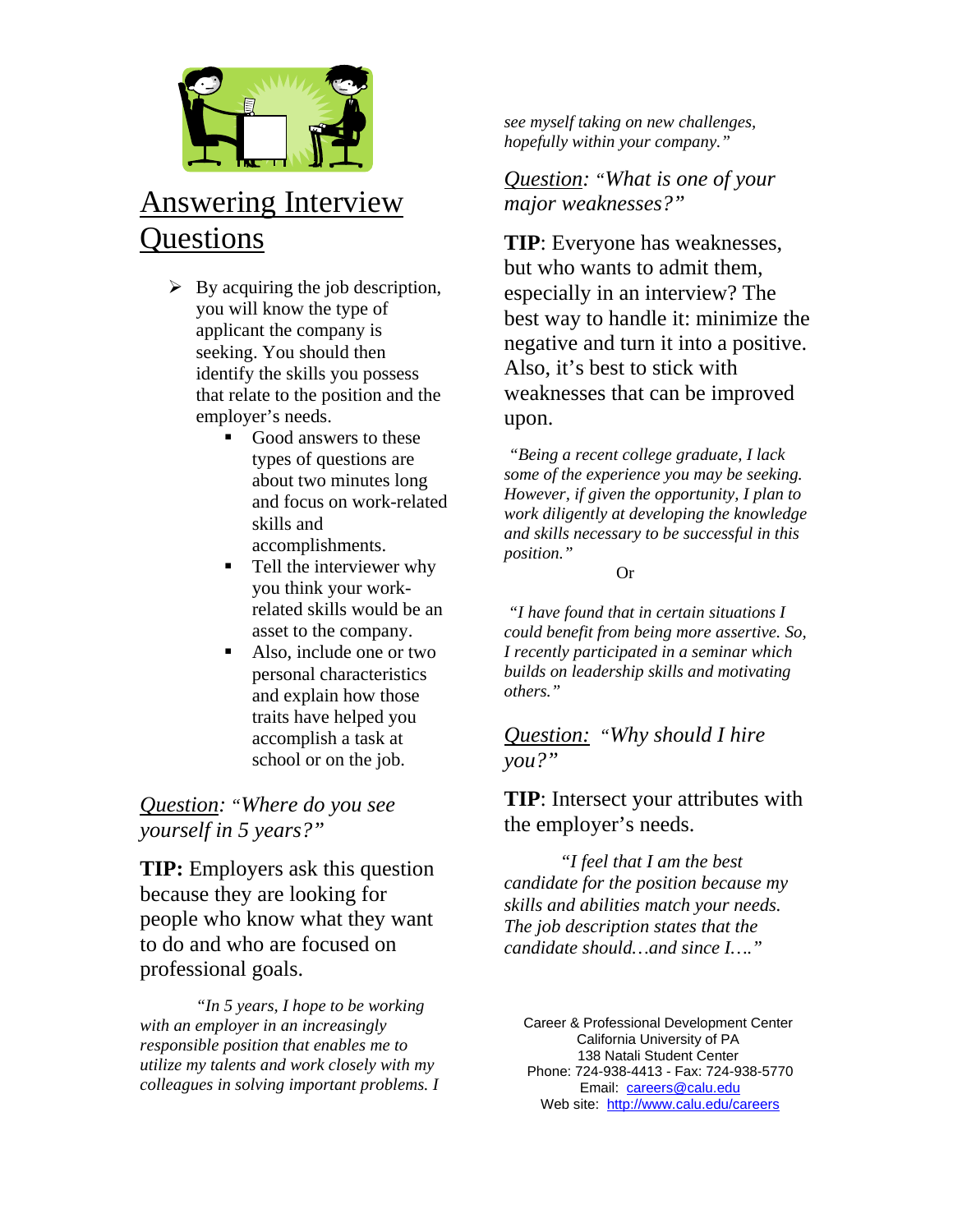// Answering Interview Questions

- By acquiring the job description, you will know the type of applicant the company is seeking. You should then identify the skills you possess that relate to the position and the employer's needs.
  - Good answers to these types of questions are about two minutes long and focus on work-related skills and accomplishments.
  - Tell the interviewer why you think your work-related skills would be an asset to the company.
  - Also, include one or two personal characteristics and explain how those traits have helped you accomplish a task at school or on the job.

*<u>Question</u>: "Where do you see yourself in 5 years?"*

**TIP:** Employers ask this question because they are looking for people who know what they want to do and who are focused on professional goals.

*"In 5 years, I hope to be working with an employer in an increasingly responsible position that enables me to utilize my talents and work closely with my colleagues in solving important problems. I see myself taking on new challenges, hopefully within your company."*

*<u>Question</u>: "What is one of your major weaknesses?"*

**TIP**: Everyone has weaknesses, but who wants to admit them, especially in an interview? The best way to handle it: minimize the negative and turn it into a positive. Also, it's best to stick with weaknesses that can be improved upon.

*"Being a recent college graduate, I lack some of the experience you may be seeking. However, if given the opportunity, I plan to work diligently at developing the knowledge and skills necessary to be successful in this position."*

Or

*"I have found that in certain situations I could benefit from being more assertive. So, I recently participated in a seminar which builds on leadership skills and motivating others."*

*<u>Question:</u> "Why should I hire you?"*

**TIP**: Intersect your attributes with the employer's needs.

*"I feel that I am the best candidate for the position because my skills and abilities match your needs. The job description states that the candidate should…and since I…."*

Career & Professional Development Center
California University of PA
138 Natali Student Center
Phone: 724-938-4413 - Fax: 724-938-5770
Email: careers@calu.edu
Web site: http://www.calu.edu/careers